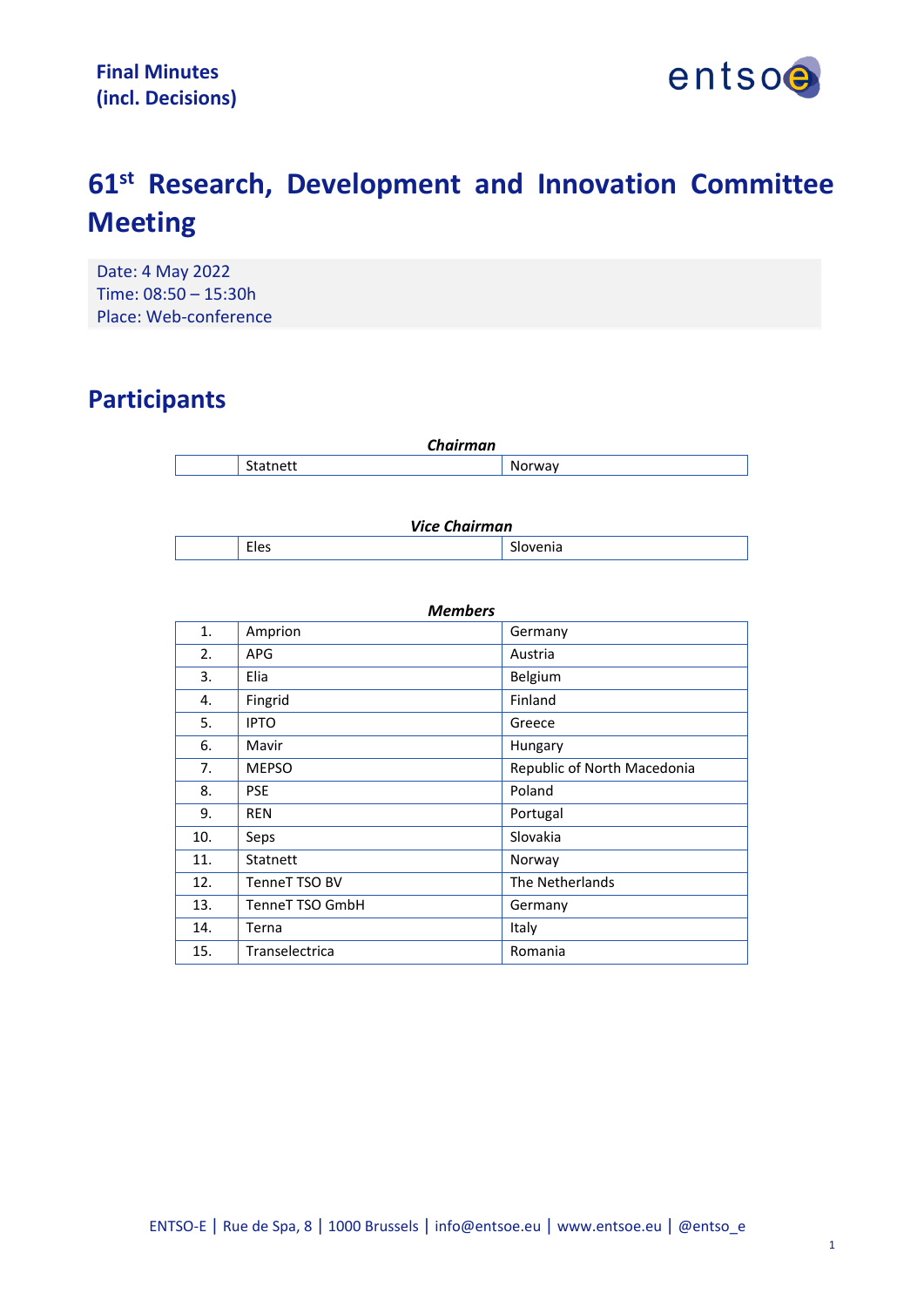**Final Minutes**
**(incl. Decisions)**

# 61st Research, Development and Innovation Committee Meeting

Date: 4 May 2022
Time: 08:50 – 15:30h
Place: Web-conference

## Participants

***Chairman***

| | | |
|---|---|---|
| | Statnett | Norway |

***Vice Chairman***

| | | |
|---|---|---|
| | Eles | Slovenia |

***Members***

| | | |
|---|---|---|
| 1. | Amprion | Germany |
| 2. | APG | Austria |
| 3. | Elia | Belgium |
| 4. | Fingrid | Finland |
| 5. | IPTO | Greece |
| 6. | Mavir | Hungary |
| 7. | MEPSO | Republic of North Macedonia |
| 8. | PSE | Poland |
| 9. | REN | Portugal |
| 10. | Seps | Slovakia |
| 11. | Statnett | Norway |
| 12. | TenneT TSO BV | The Netherlands |
| 13. | TenneT TSO GmbH | Germany |
| 14. | Terna | Italy |
| 15. | Transelectrica | Romania |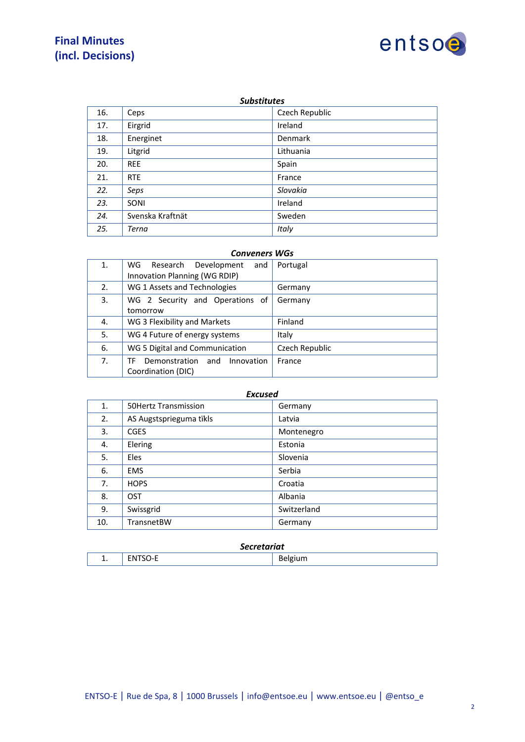### *Substitutes*

| | | |
|---|---|---|
| 16. | Ceps | Czech Republic |
| 17. | Eirgrid | Ireland |
| 18. | Energinet | Denmark |
| 19. | Litgrid | Lithuania |
| 20. | REE | Spain |
| 21. | RTE | France |
| *22.* | *Seps* | *Slovakia* |
| *23.* | SONI | Ireland |
| *24.* | Svenska Kraftnät | Sweden |
| *25.* | *Terna* | *Italy* |

### *Conveners WGs*

| | | |
|---|---|---|
| 1. | WG Research Development and Innovation Planning (WG RDIP) | Portugal |
| 2. | WG 1 Assets and Technologies | Germany |
| 3. | WG 2 Security and Operations of tomorrow | Germany |
| 4. | WG 3 Flexibility and Markets | Finland |
| 5. | WG 4 Future of energy systems | Italy |
| 6. | WG 5 Digital and Communication | Czech Republic |
| 7. | TF Demonstration and Innovation Coordination (DIC) | France |

### *Excused*

| | | |
|---|---|---|
| 1. | 50Hertz Transmission | Germany |
| 2. | AS Augstsprieguma tïkls | Latvia |
| 3. | CGES | Montenegro |
| 4. | Elering | Estonia |
| 5. | Eles | Slovenia |
| 6. | EMS | Serbia |
| 7. | HOPS | Croatia |
| 8. | OST | Albania |
| 9. | Swissgrid | Switzerland |
| 10. | TransnetBW | Germany |

### *Secretariat*

| | | |
|---|---|---|
| 1. | ENTSO-E | Belgium |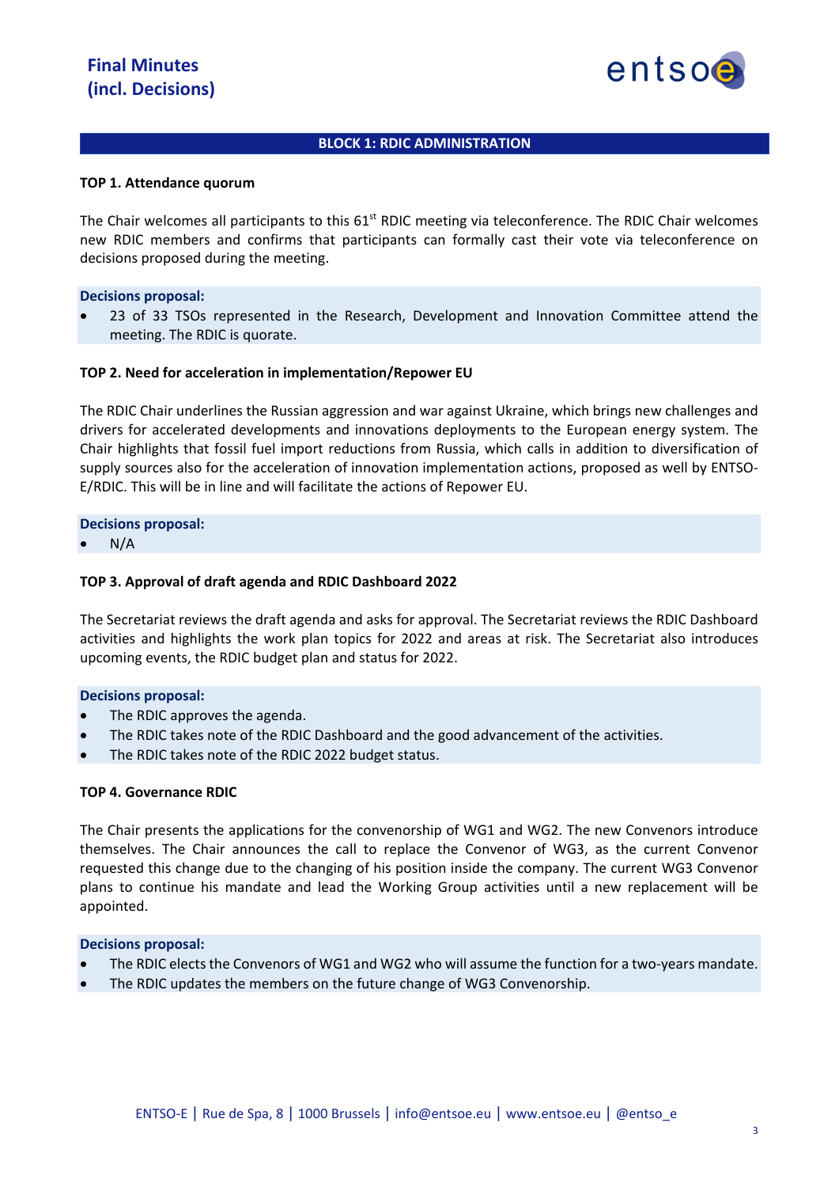## BLOCK 1: RDIC ADMINISTRATION

### TOP 1. Attendance quorum

The Chair welcomes all participants to this 61st RDIC meeting via teleconference. The RDIC Chair welcomes new RDIC members and confirms that participants can formally cast their vote via teleconference on decisions proposed during the meeting.

**Decisions proposal:**

- 23 of 33 TSOs represented in the Research, Development and Innovation Committee attend the meeting. The RDIC is quorate.

### TOP 2. Need for acceleration in implementation/Repower EU

The RDIC Chair underlines the Russian aggression and war against Ukraine, which brings new challenges and drivers for accelerated developments and innovations deployments to the European energy system. The Chair highlights that fossil fuel import reductions from Russia, which calls in addition to diversification of supply sources also for the acceleration of innovation implementation actions, proposed as well by ENTSO-E/RDIC. This will be in line and will facilitate the actions of Repower EU.

**Decisions proposal:**

- N/A

### TOP 3. Approval of draft agenda and RDIC Dashboard 2022

The Secretariat reviews the draft agenda and asks for approval. The Secretariat reviews the RDIC Dashboard activities and highlights the work plan topics for 2022 and areas at risk. The Secretariat also introduces upcoming events, the RDIC budget plan and status for 2022.

**Decisions proposal:**

- The RDIC approves the agenda.
- The RDIC takes note of the RDIC Dashboard and the good advancement of the activities.
- The RDIC takes note of the RDIC 2022 budget status.

### TOP 4. Governance RDIC

The Chair presents the applications for the convenorship of WG1 and WG2. The new Convenors introduce themselves. The Chair announces the call to replace the Convenor of WG3, as the current Convenor requested this change due to the changing of his position inside the company. The current WG3 Convenor plans to continue his mandate and lead the Working Group activities until a new replacement will be appointed.

**Decisions proposal:**

- The RDIC elects the Convenors of WG1 and WG2 who will assume the function for a two-years mandate.
- The RDIC updates the members on the future change of WG3 Convenorship.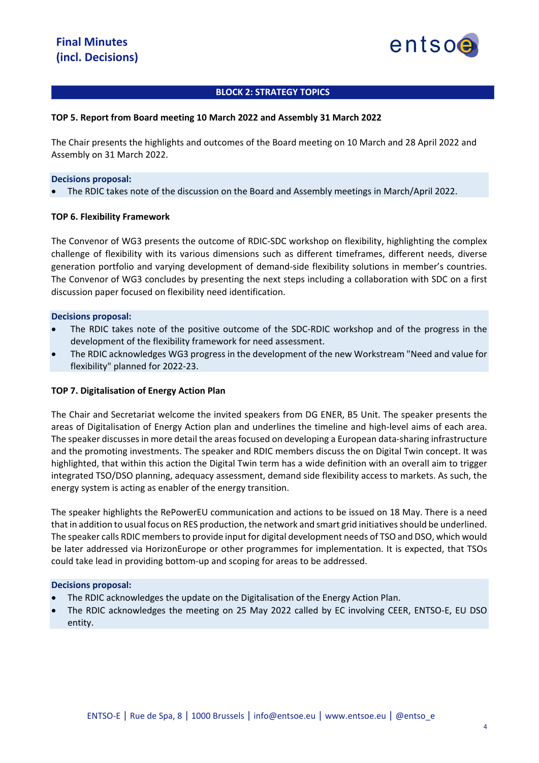**Final Minutes (incl. Decisions)**

## BLOCK 2: STRATEGY TOPICS

### TOP 5. Report from Board meeting 10 March 2022 and Assembly 31 March 2022

The Chair presents the highlights and outcomes of the Board meeting on 10 March and 28 April 2022 and Assembly on 31 March 2022.

**Decisions proposal:**

- The RDIC takes note of the discussion on the Board and Assembly meetings in March/April 2022.

### TOP 6. Flexibility Framework

The Convenor of WG3 presents the outcome of RDIC-SDC workshop on flexibility, highlighting the complex challenge of flexibility with its various dimensions such as different timeframes, different needs, diverse generation portfolio and varying development of demand-side flexibility solutions in member's countries. The Convenor of WG3 concludes by presenting the next steps including a collaboration with SDC on a first discussion paper focused on flexibility need identification.

**Decisions proposal:**

- The RDIC takes note of the positive outcome of the SDC-RDIC workshop and of the progress in the development of the flexibility framework for need assessment.
- The RDIC acknowledges WG3 progress in the development of the new Workstream "Need and value for flexibility" planned for 2022-23.

### TOP 7. Digitalisation of Energy Action Plan

The Chair and Secretariat welcome the invited speakers from DG ENER, B5 Unit. The speaker presents the areas of Digitalisation of Energy Action plan and underlines the timeline and high-level aims of each area. The speaker discusses in more detail the areas focused on developing a European data-sharing infrastructure and the promoting investments. The speaker and RDIC members discuss the on Digital Twin concept. It was highlighted, that within this action the Digital Twin term has a wide definition with an overall aim to trigger integrated TSO/DSO planning, adequacy assessment, demand side flexibility access to markets. As such, the energy system is acting as enabler of the energy transition.

The speaker highlights the RePowerEU communication and actions to be issued on 18 May. There is a need that in addition to usual focus on RES production, the network and smart grid initiatives should be underlined. The speaker calls RDIC members to provide input for digital development needs of TSO and DSO, which would be later addressed via HorizonEurope or other programmes for implementation. It is expected, that TSOs could take lead in providing bottom-up and scoping for areas to be addressed.

**Decisions proposal:**

- The RDIC acknowledges the update on the Digitalisation of the Energy Action Plan.
- The RDIC acknowledges the meeting on 25 May 2022 called by EC involving CEER, ENTSO-E, EU DSO entity.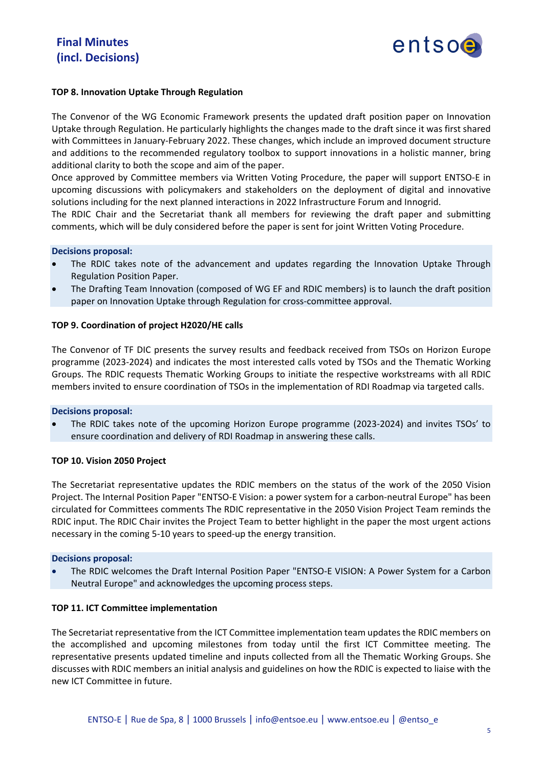**TOP 8. Innovation Uptake Through Regulation**

The Convenor of the WG Economic Framework presents the updated draft position paper on Innovation Uptake through Regulation. He particularly highlights the changes made to the draft since it was first shared with Committees in January-February 2022. These changes, which include an improved document structure and additions to the recommended regulatory toolbox to support innovations in a holistic manner, bring additional clarity to both the scope and aim of the paper.

Once approved by Committee members via Written Voting Procedure, the paper will support ENTSO-E in upcoming discussions with policymakers and stakeholders on the deployment of digital and innovative solutions including for the next planned interactions in 2022 Infrastructure Forum and Innogrid.

The RDIC Chair and the Secretariat thank all members for reviewing the draft paper and submitting comments, which will be duly considered before the paper is sent for joint Written Voting Procedure.

**Decisions proposal:**

- The RDIC takes note of the advancement and updates regarding the Innovation Uptake Through Regulation Position Paper.
- The Drafting Team Innovation (composed of WG EF and RDIC members) is to launch the draft position paper on Innovation Uptake through Regulation for cross-committee approval.

**TOP 9. Coordination of project H2020/HE calls**

The Convenor of TF DIC presents the survey results and feedback received from TSOs on Horizon Europe programme (2023-2024) and indicates the most interested calls voted by TSOs and the Thematic Working Groups. The RDIC requests Thematic Working Groups to initiate the respective workstreams with all RDIC members invited to ensure coordination of TSOs in the implementation of RDI Roadmap via targeted calls.

**Decisions proposal:**

- The RDIC takes note of the upcoming Horizon Europe programme (2023-2024) and invites TSOs' to ensure coordination and delivery of RDI Roadmap in answering these calls.

**TOP 10. Vision 2050 Project**

The Secretariat representative updates the RDIC members on the status of the work of the 2050 Vision Project. The Internal Position Paper "ENTSO-E Vision: a power system for a carbon-neutral Europe" has been circulated for Committees comments The RDIC representative in the 2050 Vision Project Team reminds the RDIC input. The RDIC Chair invites the Project Team to better highlight in the paper the most urgent actions necessary in the coming 5-10 years to speed-up the energy transition.

**Decisions proposal:**

- The RDIC welcomes the Draft Internal Position Paper "ENTSO-E VISION: A Power System for a Carbon Neutral Europe" and acknowledges the upcoming process steps.

**TOP 11. ICT Committee implementation**

The Secretariat representative from the ICT Committee implementation team updates the RDIC members on the accomplished and upcoming milestones from today until the first ICT Committee meeting. The representative presents updated timeline and inputs collected from all the Thematic Working Groups. She discusses with RDIC members an initial analysis and guidelines on how the RDIC is expected to liaise with the new ICT Committee in future.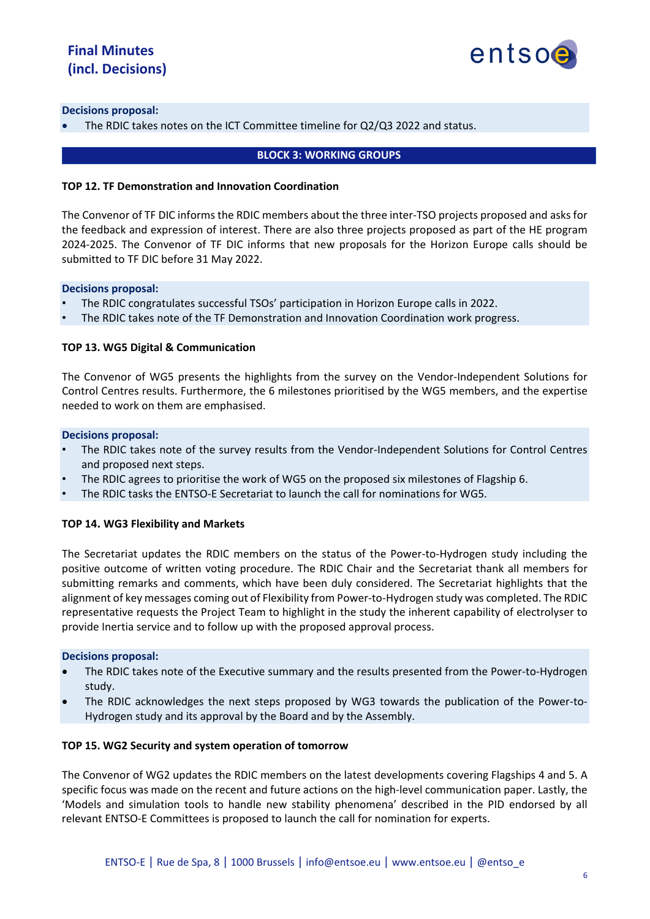**Decisions proposal:**

- The RDIC takes notes on the ICT Committee timeline for Q2/Q3 2022 and status.

## BLOCK 3: WORKING GROUPS

### TOP 12. TF Demonstration and Innovation Coordination

The Convenor of TF DIC informs the RDIC members about the three inter-TSO projects proposed and asks for the feedback and expression of interest. There are also three projects proposed as part of the HE program 2024-2025. The Convenor of TF DIC informs that new proposals for the Horizon Europe calls should be submitted to TF DIC before 31 May 2022.

**Decisions proposal:**

- The RDIC congratulates successful TSOs' participation in Horizon Europe calls in 2022.
- The RDIC takes note of the TF Demonstration and Innovation Coordination work progress.

### TOP 13. WG5 Digital & Communication

The Convenor of WG5 presents the highlights from the survey on the Vendor-Independent Solutions for Control Centres results. Furthermore, the 6 milestones prioritised by the WG5 members, and the expertise needed to work on them are emphasised.

**Decisions proposal:**

- The RDIC takes note of the survey results from the Vendor-Independent Solutions for Control Centres and proposed next steps.
- The RDIC agrees to prioritise the work of WG5 on the proposed six milestones of Flagship 6.
- The RDIC tasks the ENTSO-E Secretariat to launch the call for nominations for WG5.

### TOP 14. WG3 Flexibility and Markets

The Secretariat updates the RDIC members on the status of the Power-to-Hydrogen study including the positive outcome of written voting procedure. The RDIC Chair and the Secretariat thank all members for submitting remarks and comments, which have been duly considered. The Secretariat highlights that the alignment of key messages coming out of Flexibility from Power-to-Hydrogen study was completed. The RDIC representative requests the Project Team to highlight in the study the inherent capability of electrolyser to provide Inertia service and to follow up with the proposed approval process.

**Decisions proposal:**

- The RDIC takes note of the Executive summary and the results presented from the Power-to-Hydrogen study.
- The RDIC acknowledges the next steps proposed by WG3 towards the publication of the Power-to-Hydrogen study and its approval by the Board and by the Assembly.

### TOP 15. WG2 Security and system operation of tomorrow

The Convenor of WG2 updates the RDIC members on the latest developments covering Flagships 4 and 5. A specific focus was made on the recent and future actions on the high-level communication paper. Lastly, the 'Models and simulation tools to handle new stability phenomena' described in the PID endorsed by all relevant ENTSO-E Committees is proposed to launch the call for nomination for experts.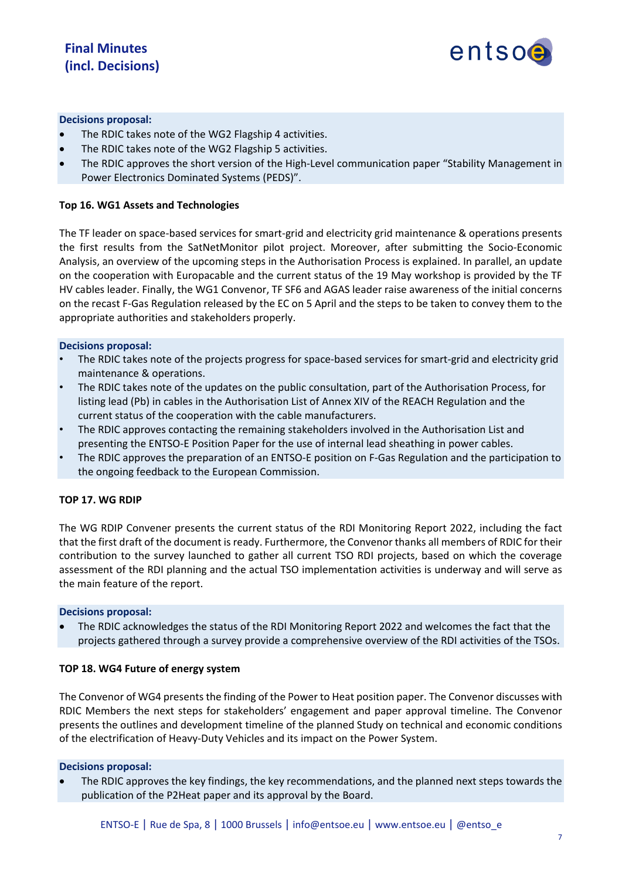**Decisions proposal:**

- The RDIC takes note of the WG2 Flagship 4 activities.
- The RDIC takes note of the WG2 Flagship 5 activities.
- The RDIC approves the short version of the High-Level communication paper "Stability Management in Power Electronics Dominated Systems (PEDS)".

**Top 16. WG1 Assets and Technologies**

The TF leader on space-based services for smart-grid and electricity grid maintenance & operations presents the first results from the SatNetMonitor pilot project. Moreover, after submitting the Socio-Economic Analysis, an overview of the upcoming steps in the Authorisation Process is explained. In parallel, an update on the cooperation with Europacable and the current status of the 19 May workshop is provided by the TF HV cables leader. Finally, the WG1 Convenor, TF SF6 and AGAS leader raise awareness of the initial concerns on the recast F-Gas Regulation released by the EC on 5 April and the steps to be taken to convey them to the appropriate authorities and stakeholders properly.

**Decisions proposal:**

- The RDIC takes note of the projects progress for space-based services for smart-grid and electricity grid maintenance & operations.
- The RDIC takes note of the updates on the public consultation, part of the Authorisation Process, for listing lead (Pb) in cables in the Authorisation List of Annex XIV of the REACH Regulation and the current status of the cooperation with the cable manufacturers.
- The RDIC approves contacting the remaining stakeholders involved in the Authorisation List and presenting the ENTSO-E Position Paper for the use of internal lead sheathing in power cables.
- The RDIC approves the preparation of an ENTSO-E position on F-Gas Regulation and the participation to the ongoing feedback to the European Commission.

**TOP 17. WG RDIP**

The WG RDIP Convener presents the current status of the RDI Monitoring Report 2022, including the fact that the first draft of the document is ready. Furthermore, the Convenor thanks all members of RDIC for their contribution to the survey launched to gather all current TSO RDI projects, based on which the coverage assessment of the RDI planning and the actual TSO implementation activities is underway and will serve as the main feature of the report.

**Decisions proposal:**

- The RDIC acknowledges the status of the RDI Monitoring Report 2022 and welcomes the fact that the projects gathered through a survey provide a comprehensive overview of the RDI activities of the TSOs.

**TOP 18. WG4 Future of energy system**

The Convenor of WG4 presents the finding of the Power to Heat position paper. The Convenor discusses with RDIC Members the next steps for stakeholders' engagement and paper approval timeline. The Convenor presents the outlines and development timeline of the planned Study on technical and economic conditions of the electrification of Heavy-Duty Vehicles and its impact on the Power System.

**Decisions proposal:**

- The RDIC approves the key findings, the key recommendations, and the planned next steps towards the publication of the P2Heat paper and its approval by the Board.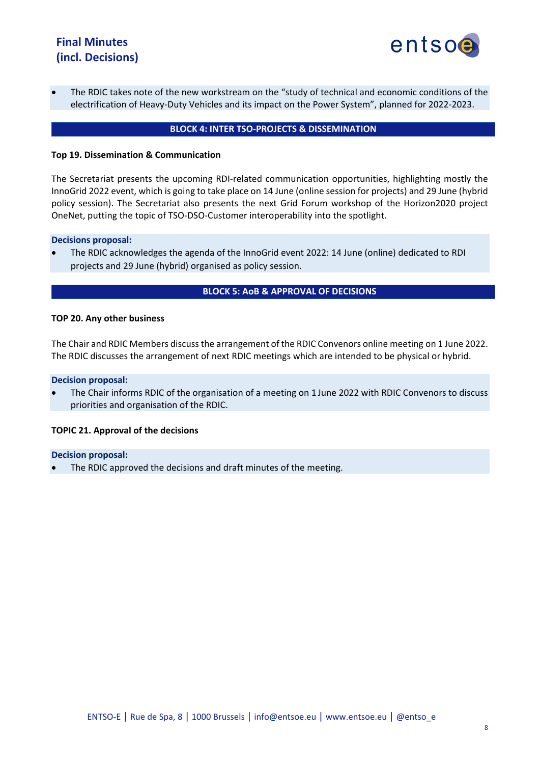- The RDIC takes note of the new workstream on the "study of technical and economic conditions of the electrification of Heavy-Duty Vehicles and its impact on the Power System", planned for 2022-2023.

## BLOCK 4: INTER TSO-PROJECTS & DISSEMINATION

**Top 19. Dissemination & Communication**

The Secretariat presents the upcoming RDI-related communication opportunities, highlighting mostly the InnoGrid 2022 event, which is going to take place on 14 June (online session for projects) and 29 June (hybrid policy session). The Secretariat also presents the next Grid Forum workshop of the Horizon2020 project OneNet, putting the topic of TSO-DSO-Customer interoperability into the spotlight.

**Decisions proposal:**

- The RDIC acknowledges the agenda of the InnoGrid event 2022: 14 June (online) dedicated to RDI projects and 29 June (hybrid) organised as policy session.

## BLOCK 5: AoB & APPROVAL OF DECISIONS

**TOP 20. Any other business**

The Chair and RDIC Members discuss the arrangement of the RDIC Convenors online meeting on 1 June 2022. The RDIC discusses the arrangement of next RDIC meetings which are intended to be physical or hybrid.

**Decision proposal:**

- The Chair informs RDIC of the organisation of a meeting on 1 June 2022 with RDIC Convenors to discuss priorities and organisation of the RDIC.

**TOPIC 21. Approval of the decisions**

**Decision proposal:**

- The RDIC approved the decisions and draft minutes of the meeting.